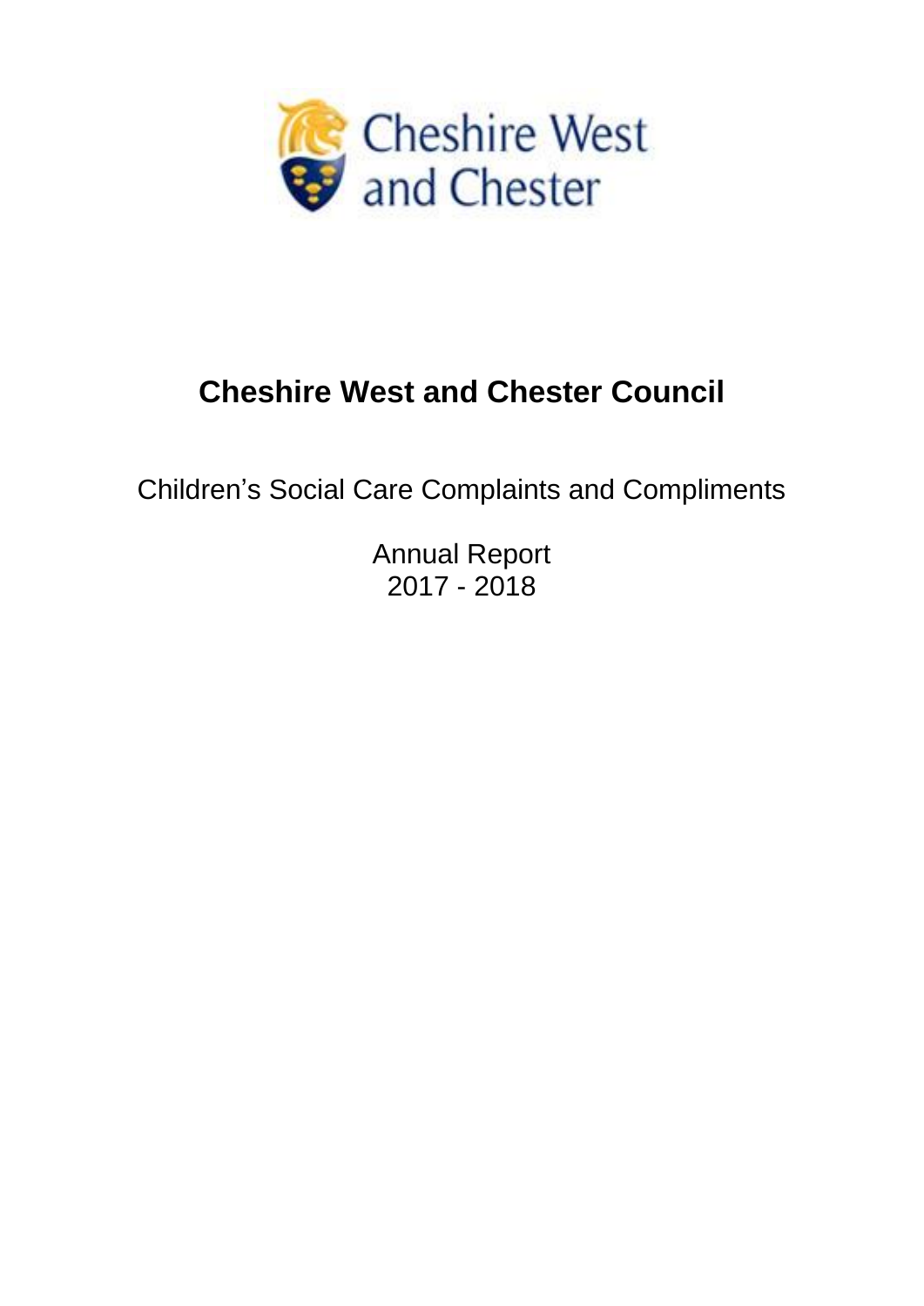# Cheshire West and Chester Council

Children's Social Care Complaints and Compliments

Annual Report
2017 - 2018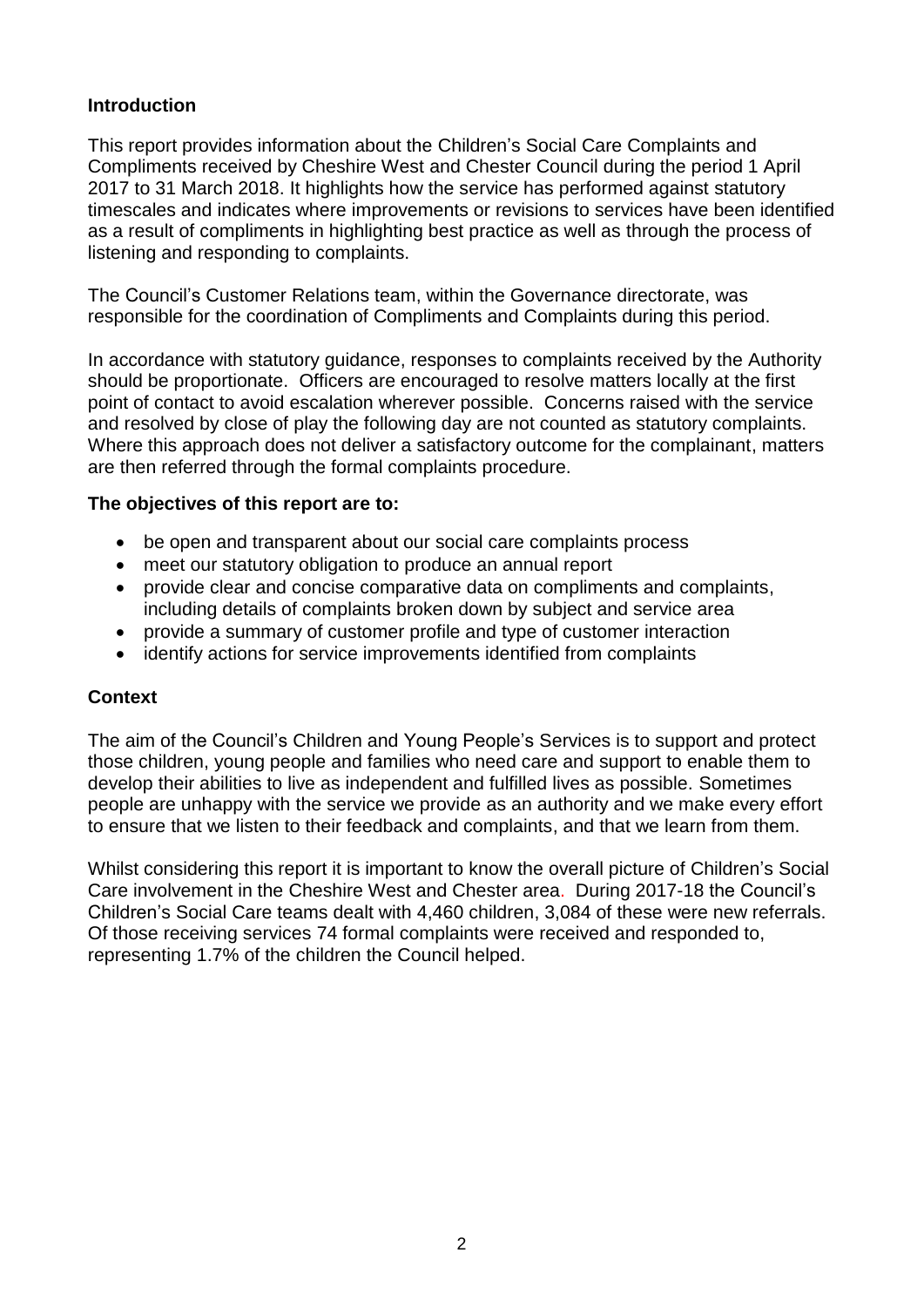## Introduction

This report provides information about the Children's Social Care Complaints and Compliments received by Cheshire West and Chester Council during the period 1 April 2017 to 31 March 2018. It highlights how the service has performed against statutory timescales and indicates where improvements or revisions to services have been identified as a result of compliments in highlighting best practice as well as through the process of listening and responding to complaints.

The Council's Customer Relations team, within the Governance directorate, was responsible for the coordination of Compliments and Complaints during this period.

In accordance with statutory guidance, responses to complaints received by the Authority should be proportionate. Officers are encouraged to resolve matters locally at the first point of contact to avoid escalation wherever possible. Concerns raised with the service and resolved by close of play the following day are not counted as statutory complaints. Where this approach does not deliver a satisfactory outcome for the complainant, matters are then referred through the formal complaints procedure.

**The objectives of this report are to:**

- be open and transparent about our social care complaints process
- meet our statutory obligation to produce an annual report
- provide clear and concise comparative data on compliments and complaints, including details of complaints broken down by subject and service area
- provide a summary of customer profile and type of customer interaction
- identify actions for service improvements identified from complaints

## Context

The aim of the Council's Children and Young People's Services is to support and protect those children, young people and families who need care and support to enable them to develop their abilities to live as independent and fulfilled lives as possible. Sometimes people are unhappy with the service we provide as an authority and we make every effort to ensure that we listen to their feedback and complaints, and that we learn from them.

Whilst considering this report it is important to know the overall picture of Children's Social Care involvement in the Cheshire West and Chester area. During 2017-18 the Council's Children's Social Care teams dealt with 4,460 children, 3,084 of these were new referrals. Of those receiving services 74 formal complaints were received and responded to, representing 1.7% of the children the Council helped.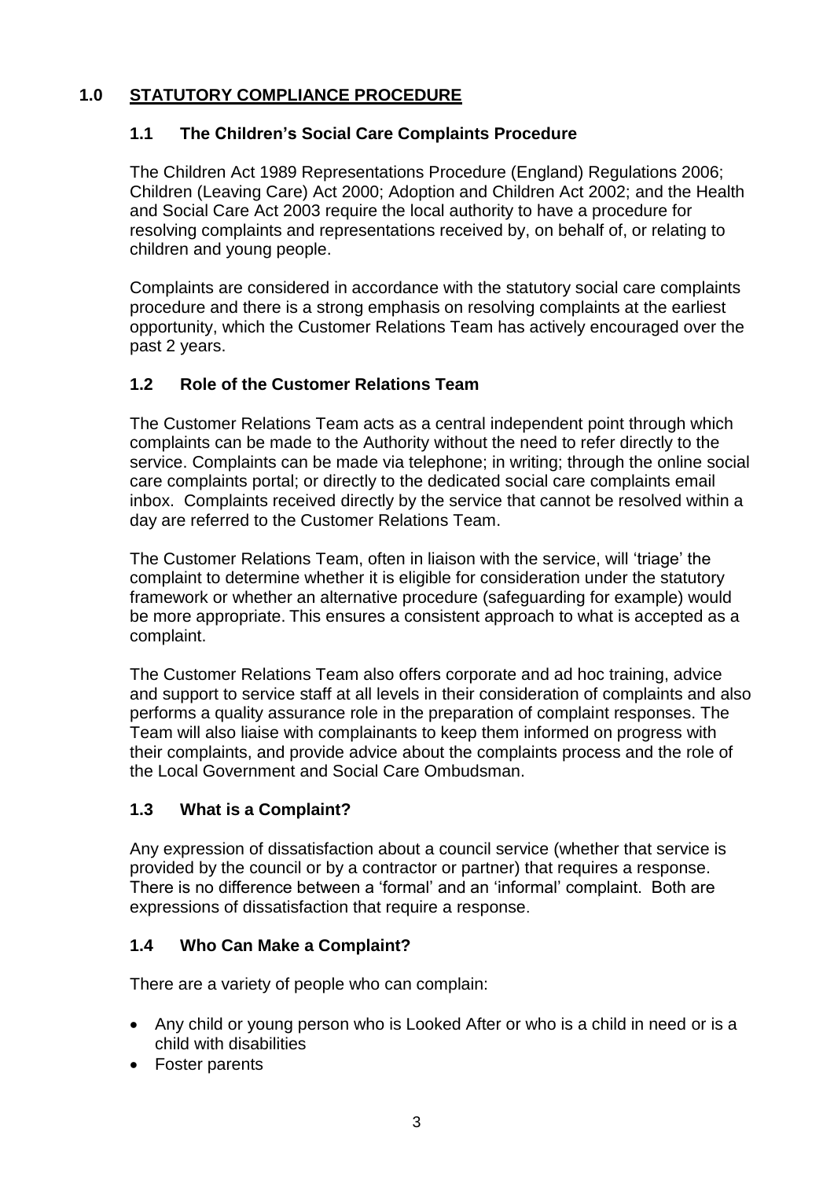## 1.0 STATUTORY COMPLIANCE PROCEDURE

### 1.1 The Children's Social Care Complaints Procedure

The Children Act 1989 Representations Procedure (England) Regulations 2006; Children (Leaving Care) Act 2000; Adoption and Children Act 2002; and the Health and Social Care Act 2003 require the local authority to have a procedure for resolving complaints and representations received by, on behalf of, or relating to children and young people.

Complaints are considered in accordance with the statutory social care complaints procedure and there is a strong emphasis on resolving complaints at the earliest opportunity, which the Customer Relations Team has actively encouraged over the past 2 years.

### 1.2 Role of the Customer Relations Team

The Customer Relations Team acts as a central independent point through which complaints can be made to the Authority without the need to refer directly to the service. Complaints can be made via telephone; in writing; through the online social care complaints portal; or directly to the dedicated social care complaints email inbox. Complaints received directly by the service that cannot be resolved within a day are referred to the Customer Relations Team.

The Customer Relations Team, often in liaison with the service, will 'triage' the complaint to determine whether it is eligible for consideration under the statutory framework or whether an alternative procedure (safeguarding for example) would be more appropriate. This ensures a consistent approach to what is accepted as a complaint.

The Customer Relations Team also offers corporate and ad hoc training, advice and support to service staff at all levels in their consideration of complaints and also performs a quality assurance role in the preparation of complaint responses. The Team will also liaise with complainants to keep them informed on progress with their complaints, and provide advice about the complaints process and the role of the Local Government and Social Care Ombudsman.

### 1.3 What is a Complaint?

Any expression of dissatisfaction about a council service (whether that service is provided by the council or by a contractor or partner) that requires a response. There is no difference between a 'formal' and an 'informal' complaint. Both are expressions of dissatisfaction that require a response.

### 1.4 Who Can Make a Complaint?

There are a variety of people who can complain:

- Any child or young person who is Looked After or who is a child in need or is a child with disabilities
- Foster parents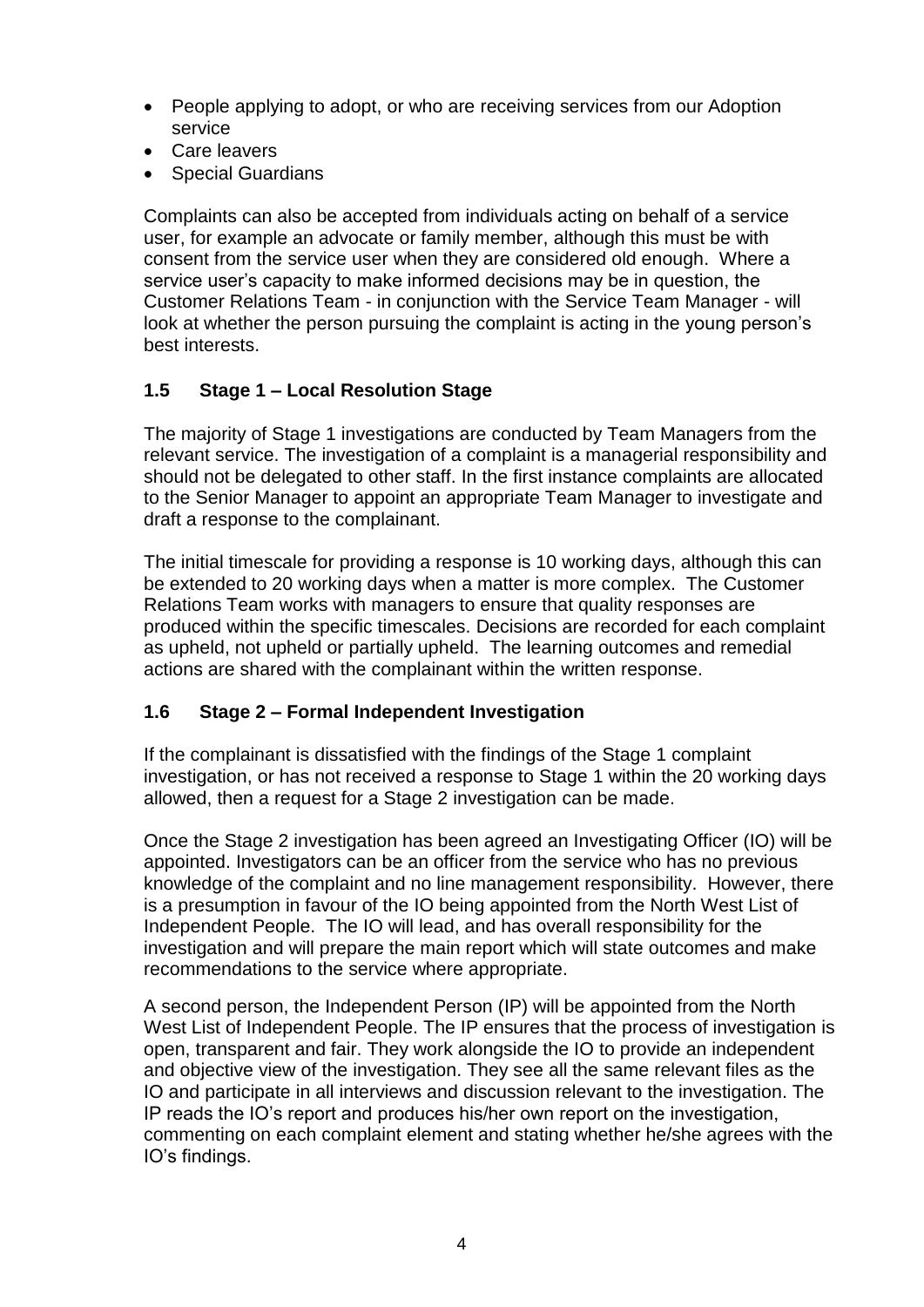- People applying to adopt, or who are receiving services from our Adoption service
- Care leavers
- Special Guardians

Complaints can also be accepted from individuals acting on behalf of a service user, for example an advocate or family member, although this must be with consent from the service user when they are considered old enough. Where a service user's capacity to make informed decisions may be in question, the Customer Relations Team - in conjunction with the Service Team Manager - will look at whether the person pursuing the complaint is acting in the young person's best interests.

### 1.5 Stage 1 – Local Resolution Stage

The majority of Stage 1 investigations are conducted by Team Managers from the relevant service. The investigation of a complaint is a managerial responsibility and should not be delegated to other staff. In the first instance complaints are allocated to the Senior Manager to appoint an appropriate Team Manager to investigate and draft a response to the complainant.

The initial timescale for providing a response is 10 working days, although this can be extended to 20 working days when a matter is more complex. The Customer Relations Team works with managers to ensure that quality responses are produced within the specific timescales. Decisions are recorded for each complaint as upheld, not upheld or partially upheld. The learning outcomes and remedial actions are shared with the complainant within the written response.

### 1.6 Stage 2 – Formal Independent Investigation

If the complainant is dissatisfied with the findings of the Stage 1 complaint investigation, or has not received a response to Stage 1 within the 20 working days allowed, then a request for a Stage 2 investigation can be made.

Once the Stage 2 investigation has been agreed an Investigating Officer (IO) will be appointed. Investigators can be an officer from the service who has no previous knowledge of the complaint and no line management responsibility. However, there is a presumption in favour of the IO being appointed from the North West List of Independent People. The IO will lead, and has overall responsibility for the investigation and will prepare the main report which will state outcomes and make recommendations to the service where appropriate.

A second person, the Independent Person (IP) will be appointed from the North West List of Independent People. The IP ensures that the process of investigation is open, transparent and fair. They work alongside the IO to provide an independent and objective view of the investigation. They see all the same relevant files as the IO and participate in all interviews and discussion relevant to the investigation. The IP reads the IO's report and produces his/her own report on the investigation, commenting on each complaint element and stating whether he/she agrees with the IO's findings.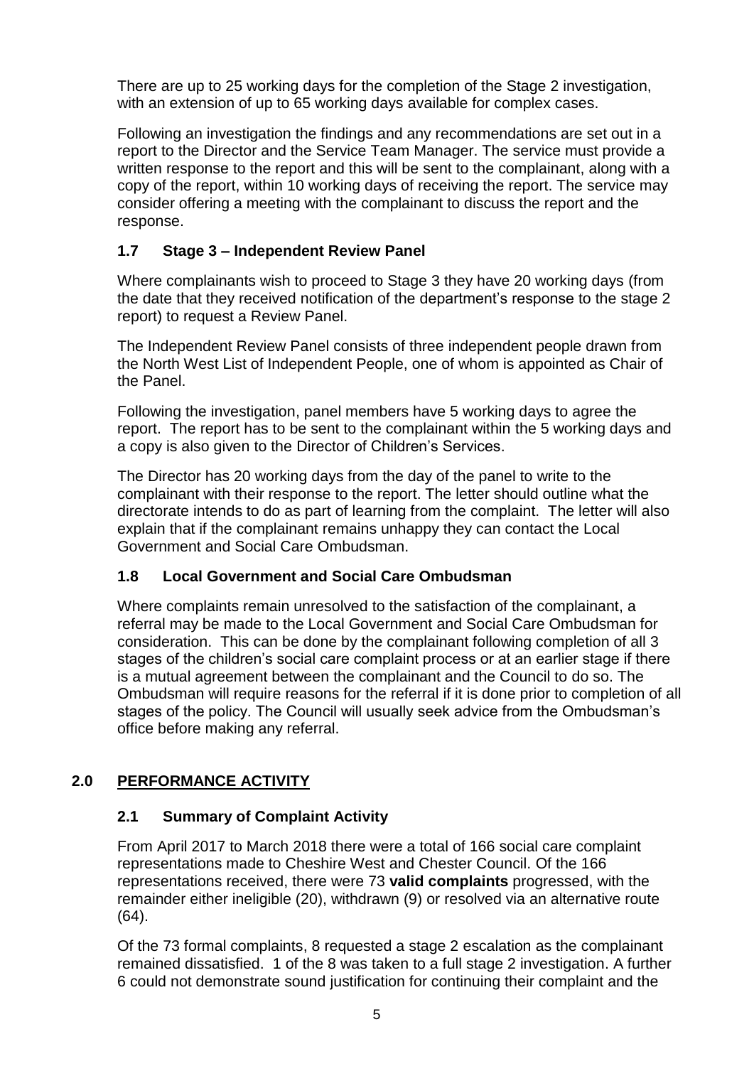There are up to 25 working days for the completion of the Stage 2 investigation, with an extension of up to 65 working days available for complex cases.

Following an investigation the findings and any recommendations are set out in a report to the Director and the Service Team Manager. The service must provide a written response to the report and this will be sent to the complainant, along with a copy of the report, within 10 working days of receiving the report. The service may consider offering a meeting with the complainant to discuss the report and the response.

### 1.7 Stage 3 – Independent Review Panel

Where complainants wish to proceed to Stage 3 they have 20 working days (from the date that they received notification of the department's response to the stage 2 report) to request a Review Panel.

The Independent Review Panel consists of three independent people drawn from the North West List of Independent People, one of whom is appointed as Chair of the Panel.

Following the investigation, panel members have 5 working days to agree the report. The report has to be sent to the complainant within the 5 working days and a copy is also given to the Director of Children's Services.

The Director has 20 working days from the day of the panel to write to the complainant with their response to the report. The letter should outline what the directorate intends to do as part of learning from the complaint. The letter will also explain that if the complainant remains unhappy they can contact the Local Government and Social Care Ombudsman.

### 1.8 Local Government and Social Care Ombudsman

Where complaints remain unresolved to the satisfaction of the complainant, a referral may be made to the Local Government and Social Care Ombudsman for consideration. This can be done by the complainant following completion of all 3 stages of the children's social care complaint process or at an earlier stage if there is a mutual agreement between the complainant and the Council to do so. The Ombudsman will require reasons for the referral if it is done prior to completion of all stages of the policy. The Council will usually seek advice from the Ombudsman's office before making any referral.

## 2.0 PERFORMANCE ACTIVITY

### 2.1 Summary of Complaint Activity

From April 2017 to March 2018 there were a total of 166 social care complaint representations made to Cheshire West and Chester Council. Of the 166 representations received, there were 73 **valid complaints** progressed, with the remainder either ineligible (20), withdrawn (9) or resolved via an alternative route (64).

Of the 73 formal complaints, 8 requested a stage 2 escalation as the complainant remained dissatisfied. 1 of the 8 was taken to a full stage 2 investigation. A further 6 could not demonstrate sound justification for continuing their complaint and the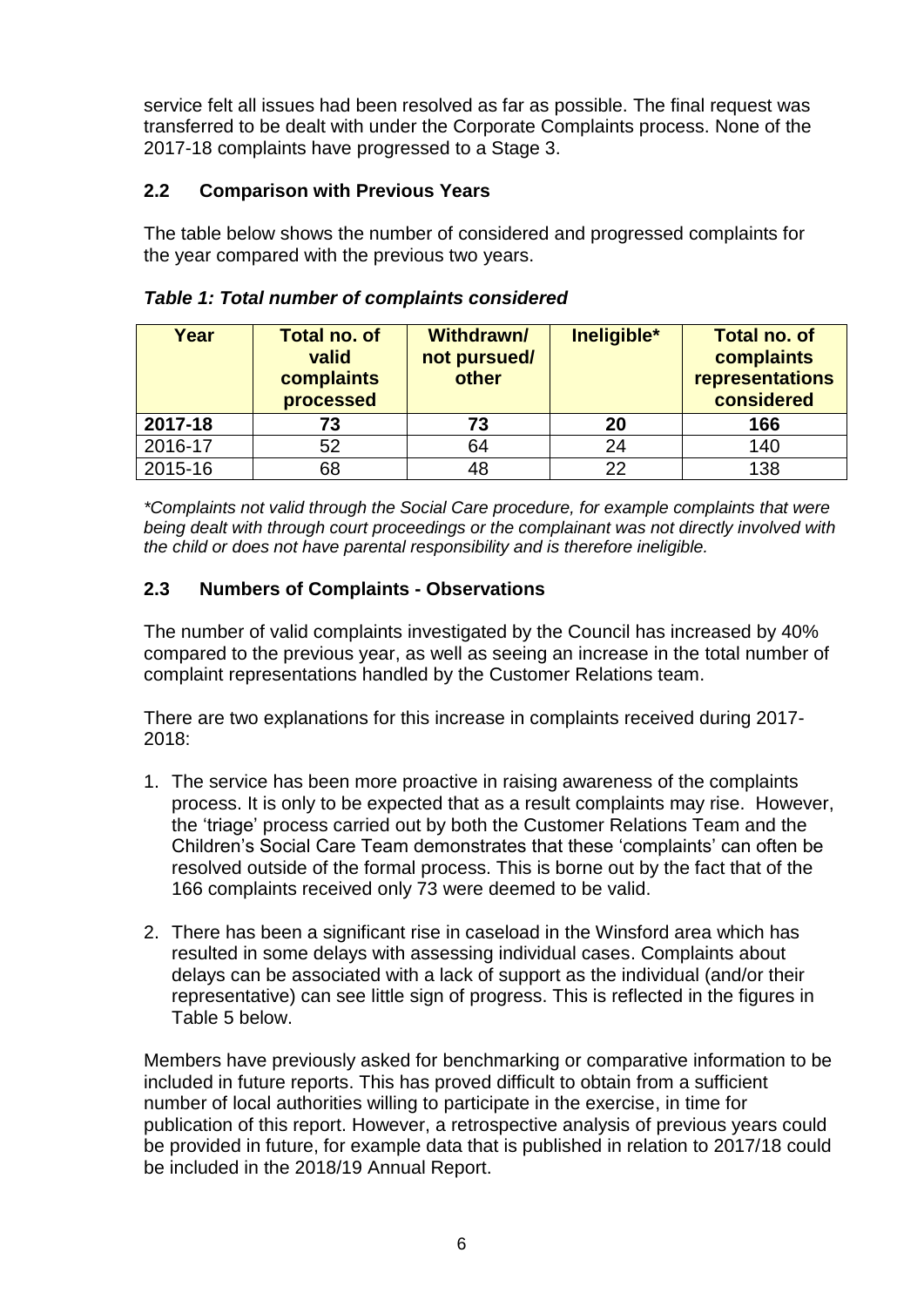service felt all issues had been resolved as far as possible. The final request was transferred to be dealt with under the Corporate Complaints process. None of the 2017-18 complaints have progressed to a Stage 3.

### 2.2 Comparison with Previous Years

The table below shows the number of considered and progressed complaints for the year compared with the previous two years.

***Table 1: Total number of complaints considered***

| Year | Total no. of valid complaints processed | Withdrawn/ not pursued/ other | Ineligible* | Total no. of complaints representations considered |
|---|---|---|---|---|
| **2017-18** | **73** | **73** | **20** | **166** |
| 2016-17 | 52 | 64 | 24 | 140 |
| 2015-16 | 68 | 48 | 22 | 138 |

*\*Complaints not valid through the Social Care procedure, for example complaints that were being dealt with through court proceedings or the complainant was not directly involved with the child or does not have parental responsibility and is therefore ineligible.*

### 2.3 Numbers of Complaints - Observations

The number of valid complaints investigated by the Council has increased by 40% compared to the previous year, as well as seeing an increase in the total number of complaint representations handled by the Customer Relations team.

There are two explanations for this increase in complaints received during 2017-2018:

1. The service has been more proactive in raising awareness of the complaints process. It is only to be expected that as a result complaints may rise. However, the 'triage' process carried out by both the Customer Relations Team and the Children's Social Care Team demonstrates that these 'complaints' can often be resolved outside of the formal process. This is borne out by the fact that of the 166 complaints received only 73 were deemed to be valid.
2. There has been a significant rise in caseload in the Winsford area which has resulted in some delays with assessing individual cases. Complaints about delays can be associated with a lack of support as the individual (and/or their representative) can see little sign of progress. This is reflected in the figures in Table 5 below.

Members have previously asked for benchmarking or comparative information to be included in future reports. This has proved difficult to obtain from a sufficient number of local authorities willing to participate in the exercise, in time for publication of this report. However, a retrospective analysis of previous years could be provided in future, for example data that is published in relation to 2017/18 could be included in the 2018/19 Annual Report.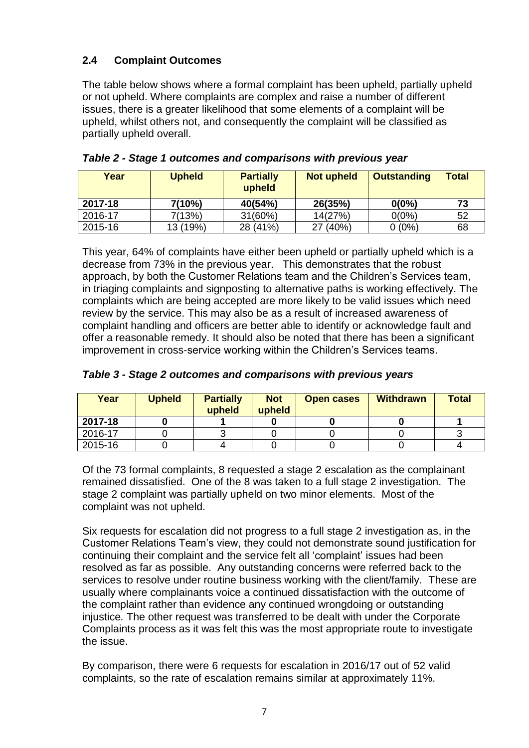## 2.4 Complaint Outcomes

The table below shows where a formal complaint has been upheld, partially upheld or not upheld. Where complaints are complex and raise a number of different issues, there is a greater likelihood that some elements of a complaint will be upheld, whilst others not, and consequently the complaint will be classified as partially upheld overall.

***Table 2 - Stage 1 outcomes and comparisons with previous year***

| Year | Upheld | Partially upheld | Not upheld | Outstanding | Total |
|---|---|---|---|---|---|
| **2017-18** | **7(10%)** | **40(54%)** | **26(35%)** | **0(0%)** | **73** |
| 2016-17 | 7(13%) | 31(60%) | 14(27%) | 0(0%) | 52 |
| 2015-16 | 13 (19%) | 28 (41%) | 27 (40%) | 0 (0%) | 68 |

This year, 64% of complaints have either been upheld or partially upheld which is a decrease from 73% in the previous year. This demonstrates that the robust approach, by both the Customer Relations team and the Children's Services team, in triaging complaints and signposting to alternative paths is working effectively. The complaints which are being accepted are more likely to be valid issues which need review by the service. This may also be as a result of increased awareness of complaint handling and officers are better able to identify or acknowledge fault and offer a reasonable remedy. It should also be noted that there has been a significant improvement in cross-service working within the Children's Services teams.

***Table 3 - Stage 2 outcomes and comparisons with previous years***

| Year | Upheld | Partially upheld | Not upheld | Open cases | Withdrawn | Total |
|---|---|---|---|---|---|---|
| **2017-18** | **0** | **1** | **0** | **0** | **0** | **1** |
| 2016-17 | 0 | 3 | 0 | 0 | 0 | 3 |
| 2015-16 | 0 | 4 | 0 | 0 | 0 | 4 |

Of the 73 formal complaints, 8 requested a stage 2 escalation as the complainant remained dissatisfied. One of the 8 was taken to a full stage 2 investigation. The stage 2 complaint was partially upheld on two minor elements. Most of the complaint was not upheld.

Six requests for escalation did not progress to a full stage 2 investigation as, in the Customer Relations Team's view, they could not demonstrate sound justification for continuing their complaint and the service felt all 'complaint' issues had been resolved as far as possible. Any outstanding concerns were referred back to the services to resolve under routine business working with the client/family. These are usually where complainants voice a continued dissatisfaction with the outcome of the complaint rather than evidence any continued wrongdoing or outstanding injustice. The other request was transferred to be dealt with under the Corporate Complaints process as it was felt this was the most appropriate route to investigate the issue.

By comparison, there were 6 requests for escalation in 2016/17 out of 52 valid complaints, so the rate of escalation remains similar at approximately 11%.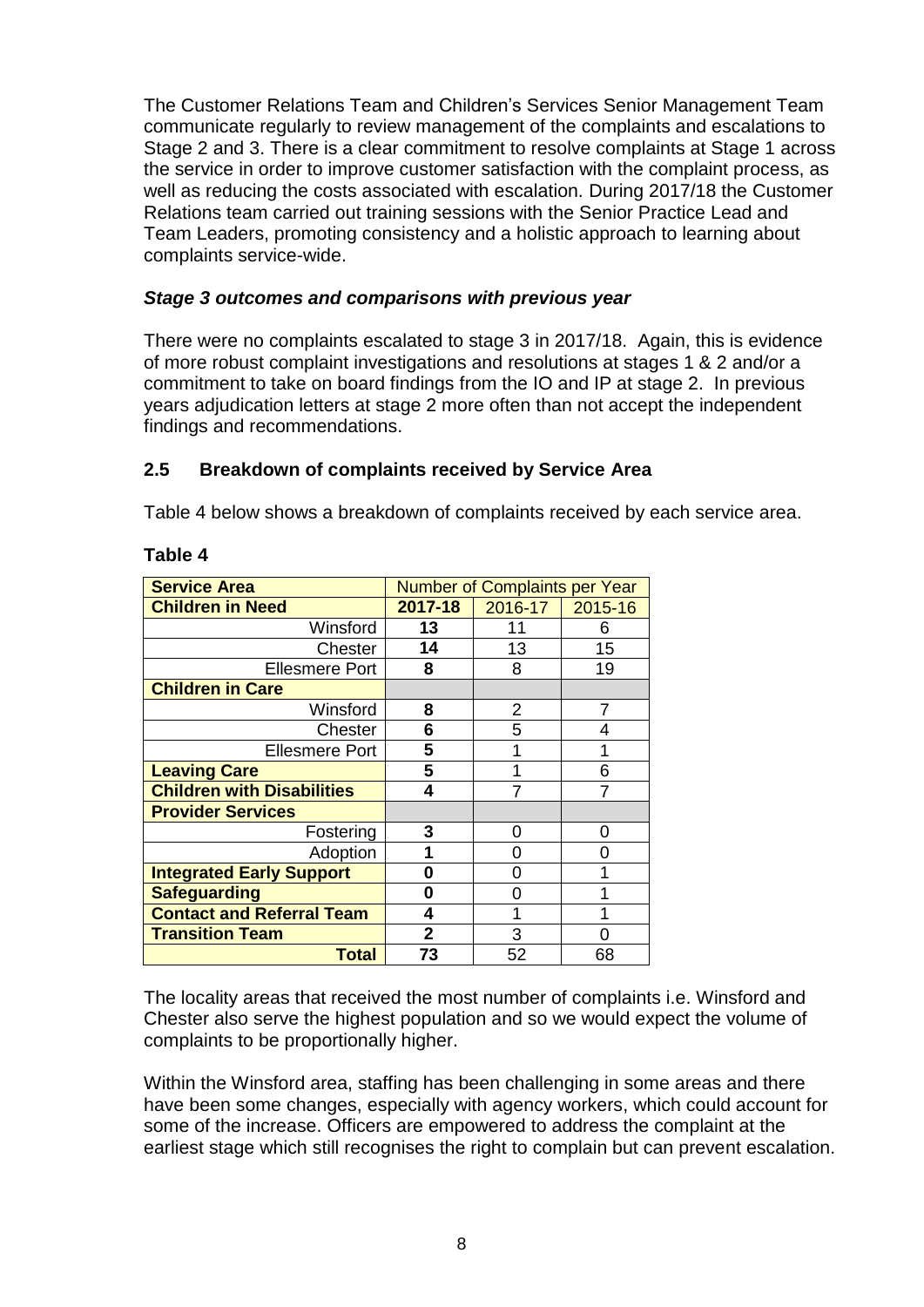The Customer Relations Team and Children's Services Senior Management Team communicate regularly to review management of the complaints and escalations to Stage 2 and 3. There is a clear commitment to resolve complaints at Stage 1 across the service in order to improve customer satisfaction with the complaint process, as well as reducing the costs associated with escalation. During 2017/18 the Customer Relations team carried out training sessions with the Senior Practice Lead and Team Leaders, promoting consistency and a holistic approach to learning about complaints service-wide.

### *Stage 3 outcomes and comparisons with previous year*

There were no complaints escalated to stage 3 in 2017/18. Again, this is evidence of more robust complaint investigations and resolutions at stages 1 & 2 and/or a commitment to take on board findings from the IO and IP at stage 2. In previous years adjudication letters at stage 2 more often than not accept the independent findings and recommendations.

## 2.5 Breakdown of complaints received by Service Area

Table 4 below shows a breakdown of complaints received by each service area.

**Table 4**

| **Service Area** | Number of Complaints per Year | | |
|---|---|---|---|
| **Children in Need** | **2017-18** | 2016-17 | 2015-16 |
| Winsford | **13** | 11 | 6 |
| Chester | **14** | 13 | 15 |
| Ellesmere Port | **8** | 8 | 19 |
| **Children in Care** | | | |
| Winsford | **8** | 2 | 7 |
| Chester | **6** | 5 | 4 |
| Ellesmere Port | **5** | 1 | 1 |
| **Leaving Care** | **5** | 1 | 6 |
| **Children with Disabilities** | **4** | 7 | 7 |
| **Provider Services** | | | |
| Fostering | **3** | 0 | 0 |
| Adoption | **1** | 0 | 0 |
| **Integrated Early Support** | **0** | 0 | 1 |
| **Safeguarding** | **0** | 0 | 1 |
| **Contact and Referral Team** | **4** | 1 | 1 |
| **Transition Team** | **2** | 3 | 0 |
| **Total** | **73** | 52 | 68 |

The locality areas that received the most number of complaints i.e. Winsford and Chester also serve the highest population and so we would expect the volume of complaints to be proportionally higher.

Within the Winsford area, staffing has been challenging in some areas and there have been some changes, especially with agency workers, which could account for some of the increase. Officers are empowered to address the complaint at the earliest stage which still recognises the right to complain but can prevent escalation.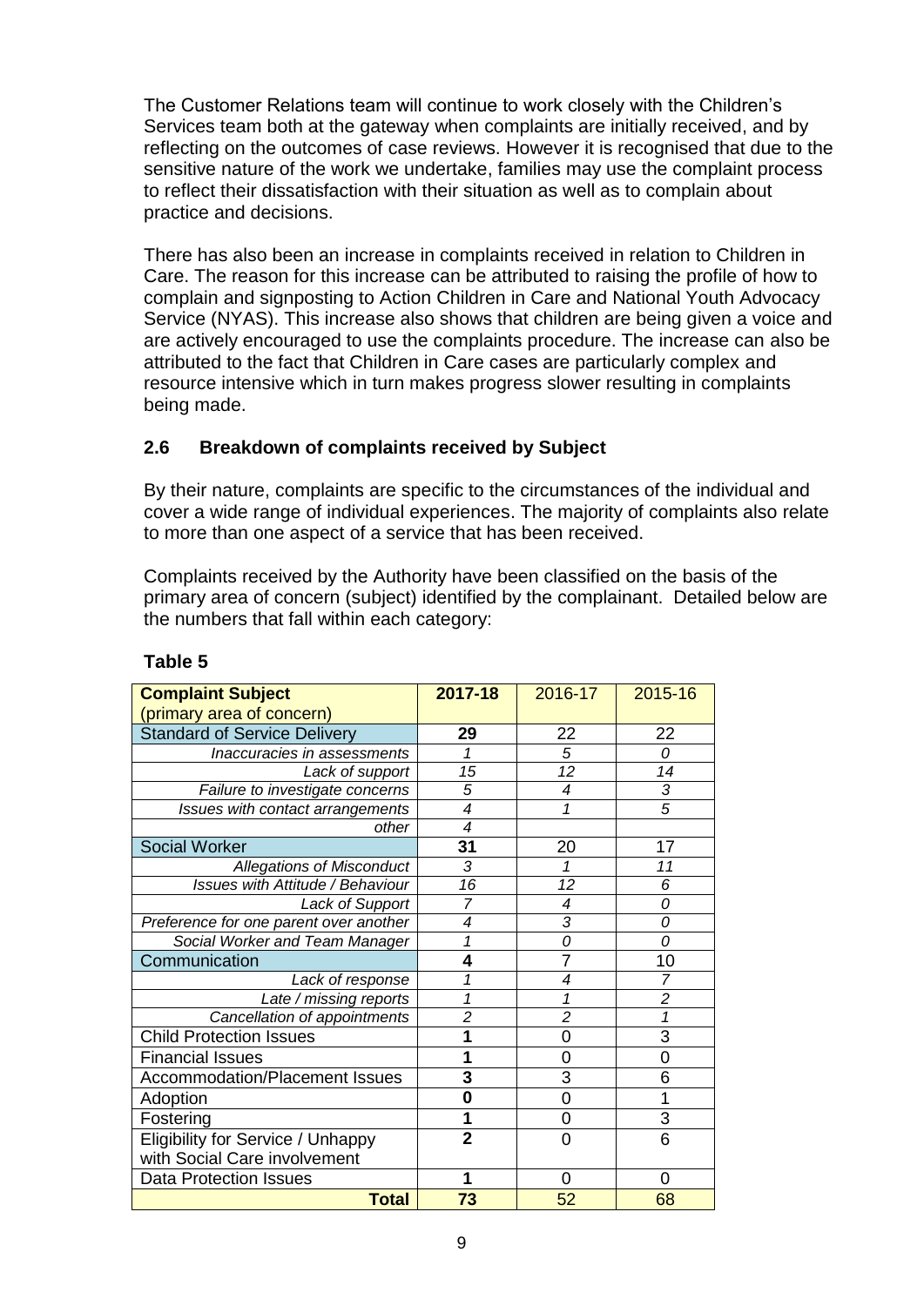The Customer Relations team will continue to work closely with the Children's Services team both at the gateway when complaints are initially received, and by reflecting on the outcomes of case reviews. However it is recognised that due to the sensitive nature of the work we undertake, families may use the complaint process to reflect their dissatisfaction with their situation as well as to complain about practice and decisions.

There has also been an increase in complaints received in relation to Children in Care. The reason for this increase can be attributed to raising the profile of how to complain and signposting to Action Children in Care and National Youth Advocacy Service (NYAS). This increase also shows that children are being given a voice and are actively encouraged to use the complaints procedure. The increase can also be attributed to the fact that Children in Care cases are particularly complex and resource intensive which in turn makes progress slower resulting in complaints being made.

### 2.6 Breakdown of complaints received by Subject

By their nature, complaints are specific to the circumstances of the individual and cover a wide range of individual experiences. The majority of complaints also relate to more than one aspect of a service that has been received.

Complaints received by the Authority have been classified on the basis of the primary area of concern (subject) identified by the complainant. Detailed below are the numbers that fall within each category:

**Table 5**

| **Complaint Subject** (primary area of concern) | **2017-18** | 2016-17 | 2015-16 |
|---|---|---|---|
| Standard of Service Delivery | **29** | 22 | 22 |
| *Inaccuracies in assessments* | *1* | *5* | *0* |
| *Lack of support* | *15* | *12* | *14* |
| *Failure to investigate concerns* | *5* | *4* | *3* |
| *Issues with contact arrangements* | *4* | *1* | *5* |
| *other* | *4* | | |
| Social Worker | **31** | 20 | 17 |
| *Allegations of Misconduct* | *3* | *1* | *11* |
| *Issues with Attitude / Behaviour* | *16* | *12* | *6* |
| *Lack of Support* | *7* | *4* | *0* |
| *Preference for one parent over another* | *4* | *3* | *0* |
| *Social Worker and Team Manager* | *1* | *0* | *0* |
| Communication | **4** | 7 | 10 |
| *Lack of response* | *1* | *4* | *7* |
| *Late / missing reports* | *1* | *1* | *2* |
| *Cancellation of appointments* | *2* | *2* | *1* |
| Child Protection Issues | **1** | 0 | 3 |
| Financial Issues | **1** | 0 | 0 |
| Accommodation/Placement Issues | **3** | 3 | 6 |
| Adoption | **0** | 0 | 1 |
| Fostering | **1** | 0 | 3 |
| Eligibility for Service / Unhappy with Social Care involvement | **2** | 0 | 6 |
| Data Protection Issues | **1** | 0 | 0 |
| **Total** | **73** | 52 | 68 |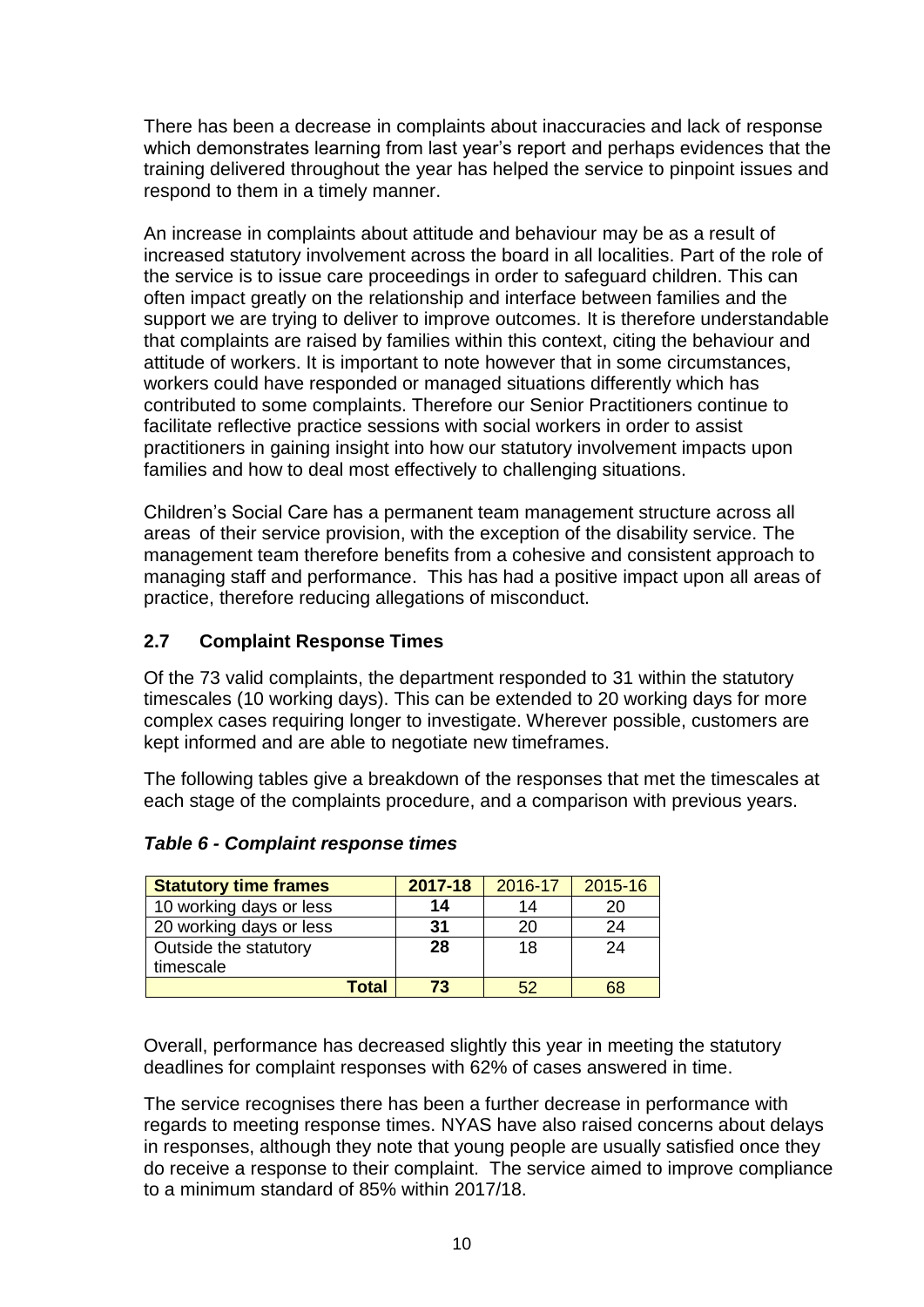There has been a decrease in complaints about inaccuracies and lack of response which demonstrates learning from last year's report and perhaps evidences that the training delivered throughout the year has helped the service to pinpoint issues and respond to them in a timely manner.

An increase in complaints about attitude and behaviour may be as a result of increased statutory involvement across the board in all localities. Part of the role of the service is to issue care proceedings in order to safeguard children. This can often impact greatly on the relationship and interface between families and the support we are trying to deliver to improve outcomes. It is therefore understandable that complaints are raised by families within this context, citing the behaviour and attitude of workers. It is important to note however that in some circumstances, workers could have responded or managed situations differently which has contributed to some complaints. Therefore our Senior Practitioners continue to facilitate reflective practice sessions with social workers in order to assist practitioners in gaining insight into how our statutory involvement impacts upon families and how to deal most effectively to challenging situations.

Children's Social Care has a permanent team management structure across all areas of their service provision, with the exception of the disability service. The management team therefore benefits from a cohesive and consistent approach to managing staff and performance. This has had a positive impact upon all areas of practice, therefore reducing allegations of misconduct.

## 2.7 Complaint Response Times

Of the 73 valid complaints, the department responded to 31 within the statutory timescales (10 working days). This can be extended to 20 working days for more complex cases requiring longer to investigate. Wherever possible, customers are kept informed and are able to negotiate new timeframes.

The following tables give a breakdown of the responses that met the timescales at each stage of the complaints procedure, and a comparison with previous years.

***Table 6 - Complaint response times***

| Statutory time frames | 2017-18 | 2016-17 | 2015-16 |
|---|---|---|---|
| 10 working days or less | **14** | 14 | 20 |
| 20 working days or less | **31** | 20 | 24 |
| Outside the statutory timescale | **28** | 18 | 24 |
| **Total** | **73** | 52 | 68 |

Overall, performance has decreased slightly this year in meeting the statutory deadlines for complaint responses with 62% of cases answered in time.

The service recognises there has been a further decrease in performance with regards to meeting response times. NYAS have also raised concerns about delays in responses, although they note that young people are usually satisfied once they do receive a response to their complaint. The service aimed to improve compliance to a minimum standard of 85% within 2017/18.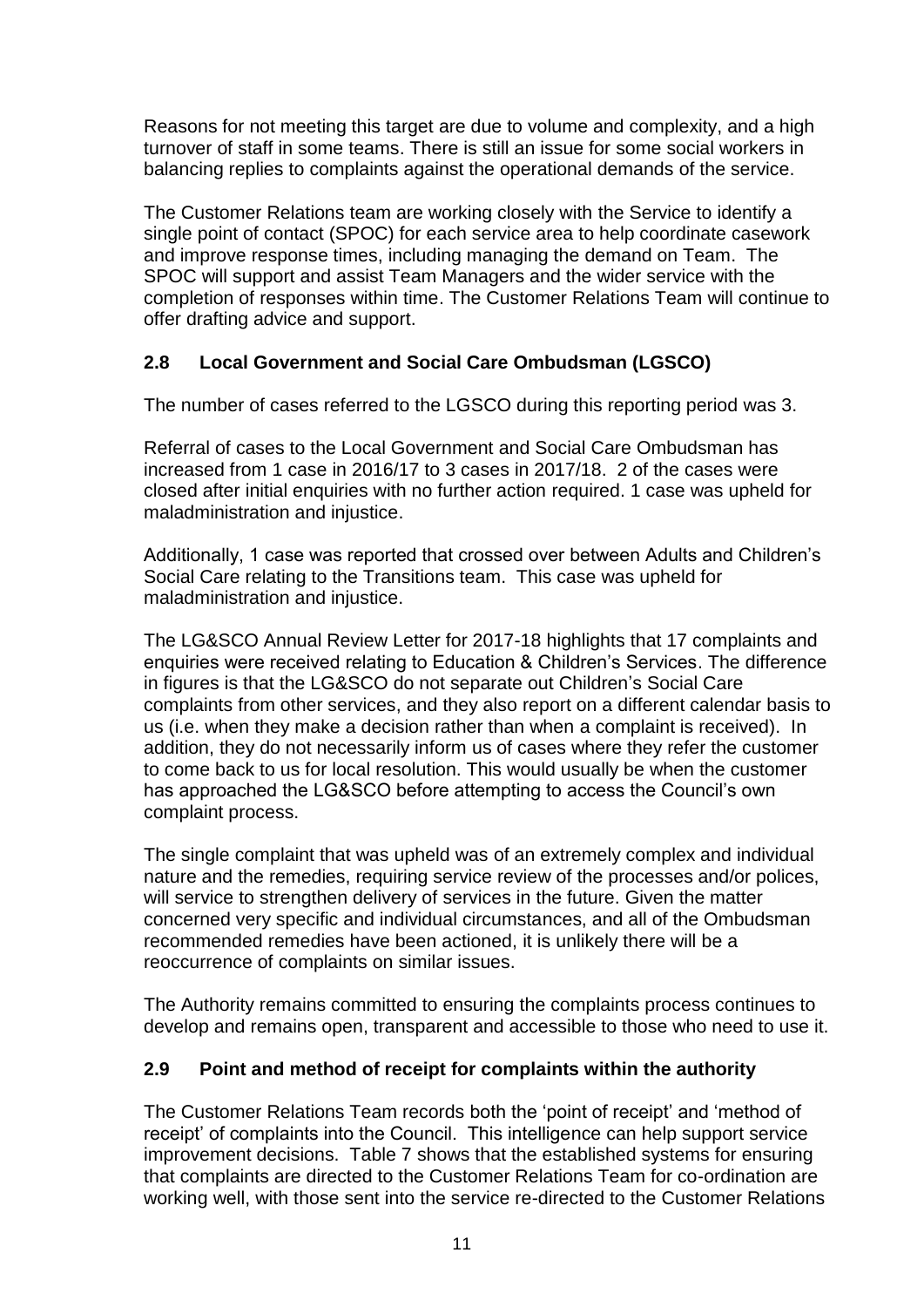Reasons for not meeting this target are due to volume and complexity, and a high turnover of staff in some teams. There is still an issue for some social workers in balancing replies to complaints against the operational demands of the service.

The Customer Relations team are working closely with the Service to identify a single point of contact (SPOC) for each service area to help coordinate casework and improve response times, including managing the demand on Team. The SPOC will support and assist Team Managers and the wider service with the completion of responses within time. The Customer Relations Team will continue to offer drafting advice and support.

## 2.8 Local Government and Social Care Ombudsman (LGSCO)

The number of cases referred to the LGSCO during this reporting period was 3.

Referral of cases to the Local Government and Social Care Ombudsman has increased from 1 case in 2016/17 to 3 cases in 2017/18. 2 of the cases were closed after initial enquiries with no further action required. 1 case was upheld for maladministration and injustice.

Additionally, 1 case was reported that crossed over between Adults and Children's Social Care relating to the Transitions team. This case was upheld for maladministration and injustice.

The LG&SCO Annual Review Letter for 2017-18 highlights that 17 complaints and enquiries were received relating to Education & Children's Services. The difference in figures is that the LG&SCO do not separate out Children's Social Care complaints from other services, and they also report on a different calendar basis to us (i.e. when they make a decision rather than when a complaint is received). In addition, they do not necessarily inform us of cases where they refer the customer to come back to us for local resolution. This would usually be when the customer has approached the LG&SCO before attempting to access the Council's own complaint process.

The single complaint that was upheld was of an extremely complex and individual nature and the remedies, requiring service review of the processes and/or polices, will service to strengthen delivery of services in the future. Given the matter concerned very specific and individual circumstances, and all of the Ombudsman recommended remedies have been actioned, it is unlikely there will be a reoccurrence of complaints on similar issues.

The Authority remains committed to ensuring the complaints process continues to develop and remains open, transparent and accessible to those who need to use it.

## 2.9 Point and method of receipt for complaints within the authority

The Customer Relations Team records both the 'point of receipt' and 'method of receipt' of complaints into the Council. This intelligence can help support service improvement decisions. Table 7 shows that the established systems for ensuring that complaints are directed to the Customer Relations Team for co-ordination are working well, with those sent into the service re-directed to the Customer Relations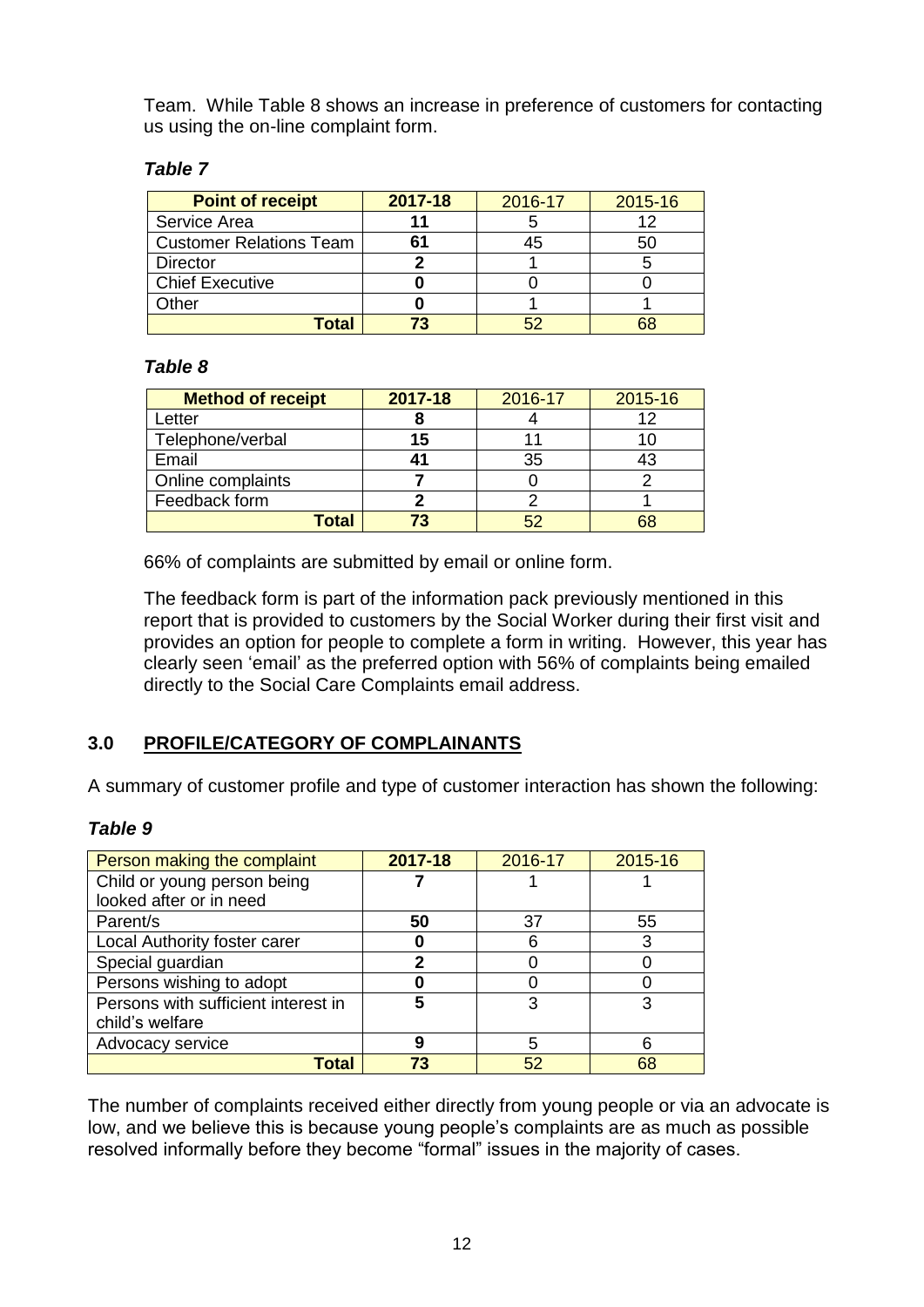Team. While Table 8 shows an increase in preference of customers for contacting us using the on-line complaint form.

***Table 7***

| Point of receipt | 2017-18 | 2016-17 | 2015-16 |
|---|---|---|---|
| Service Area | **11** | 5 | 12 |
| Customer Relations Team | **61** | 45 | 50 |
| Director | **2** | 1 | 5 |
| Chief Executive | **0** | 0 | 0 |
| Other | **0** | 1 | 1 |
| **Total** | **73** | 52 | 68 |

***Table 8***

| Method of receipt | 2017-18 | 2016-17 | 2015-16 |
|---|---|---|---|
| Letter | **8** | 4 | 12 |
| Telephone/verbal | **15** | 11 | 10 |
| Email | **41** | 35 | 43 |
| Online complaints | **7** | 0 | 2 |
| Feedback form | **2** | 2 | 1 |
| **Total** | **73** | 52 | 68 |

66% of complaints are submitted by email or online form.

The feedback form is part of the information pack previously mentioned in this report that is provided to customers by the Social Worker during their first visit and provides an option for people to complete a form in writing. However, this year has clearly seen 'email' as the preferred option with 56% of complaints being emailed directly to the Social Care Complaints email address.

## 3.0 PROFILE/CATEGORY OF COMPLAINANTS

A summary of customer profile and type of customer interaction has shown the following:

***Table 9***

| Person making the complaint | 2017-18 | 2016-17 | 2015-16 |
|---|---|---|---|
| Child or young person being looked after or in need | **7** | 1 | 1 |
| Parent/s | **50** | 37 | 55 |
| Local Authority foster carer | **0** | 6 | 3 |
| Special guardian | **2** | 0 | 0 |
| Persons wishing to adopt | **0** | 0 | 0 |
| Persons with sufficient interest in child's welfare | **5** | 3 | 3 |
| Advocacy service | **9** | 5 | 6 |
| **Total** | **73** | 52 | 68 |

The number of complaints received either directly from young people or via an advocate is low, and we believe this is because young people's complaints are as much as possible resolved informally before they become "formal" issues in the majority of cases.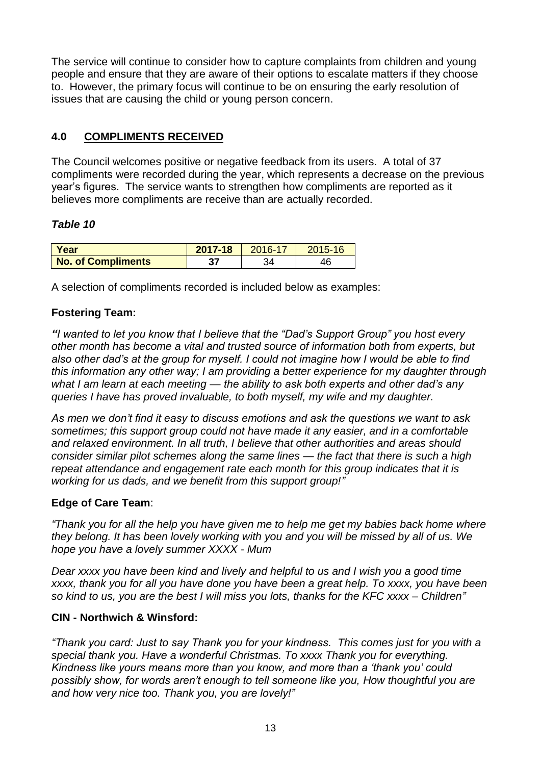The service will continue to consider how to capture complaints from children and young people and ensure that they are aware of their options to escalate matters if they choose to. However, the primary focus will continue to be on ensuring the early resolution of issues that are causing the child or young person concern.

## 4.0 COMPLIMENTS RECEIVED

The Council welcomes positive or negative feedback from its users. A total of 37 compliments were recorded during the year, which represents a decrease on the previous year's figures. The service wants to strengthen how compliments are reported as it believes more compliments are receive than are actually recorded.

***Table 10***

| Year | 2017-18 | 2016-17 | 2015-16 |
|---|---|---|---|
| No. of Compliments | 37 | 34 | 46 |

A selection of compliments recorded is included below as examples:

### Fostering Team:

*"I wanted to let you know that I believe that the "Dad's Support Group" you host every other month has become a vital and trusted source of information both from experts, but also other dad's at the group for myself. I could not imagine how I would be able to find this information any other way; I am providing a better experience for my daughter through what I am learn at each meeting — the ability to ask both experts and other dad's any queries I have has proved invaluable, to both myself, my wife and my daughter.*

*As men we don't find it easy to discuss emotions and ask the questions we want to ask sometimes; this support group could not have made it any easier, and in a comfortable and relaxed environment. In all truth, I believe that other authorities and areas should consider similar pilot schemes along the same lines — the fact that there is such a high repeat attendance and engagement rate each month for this group indicates that it is working for us dads, and we benefit from this support group!"*

### Edge of Care Team:

*"Thank you for all the help you have given me to help me get my babies back home where they belong. It has been lovely working with you and you will be missed by all of us. We hope you have a lovely summer XXXX - Mum*

*Dear xxxx you have been kind and lively and helpful to us and I wish you a good time xxxx, thank you for all you have done you have been a great help. To xxxx, you have been so kind to us, you are the best I will miss you lots, thanks for the KFC xxxx – Children"*

### CIN - Northwich & Winsford:

*"Thank you card: Just to say Thank you for your kindness. This comes just for you with a special thank you. Have a wonderful Christmas. To xxxx Thank you for everything. Kindness like yours means more than you know, and more than a 'thank you' could possibly show, for words aren't enough to tell someone like you, How thoughtful you are and how very nice too. Thank you, you are lovely!"*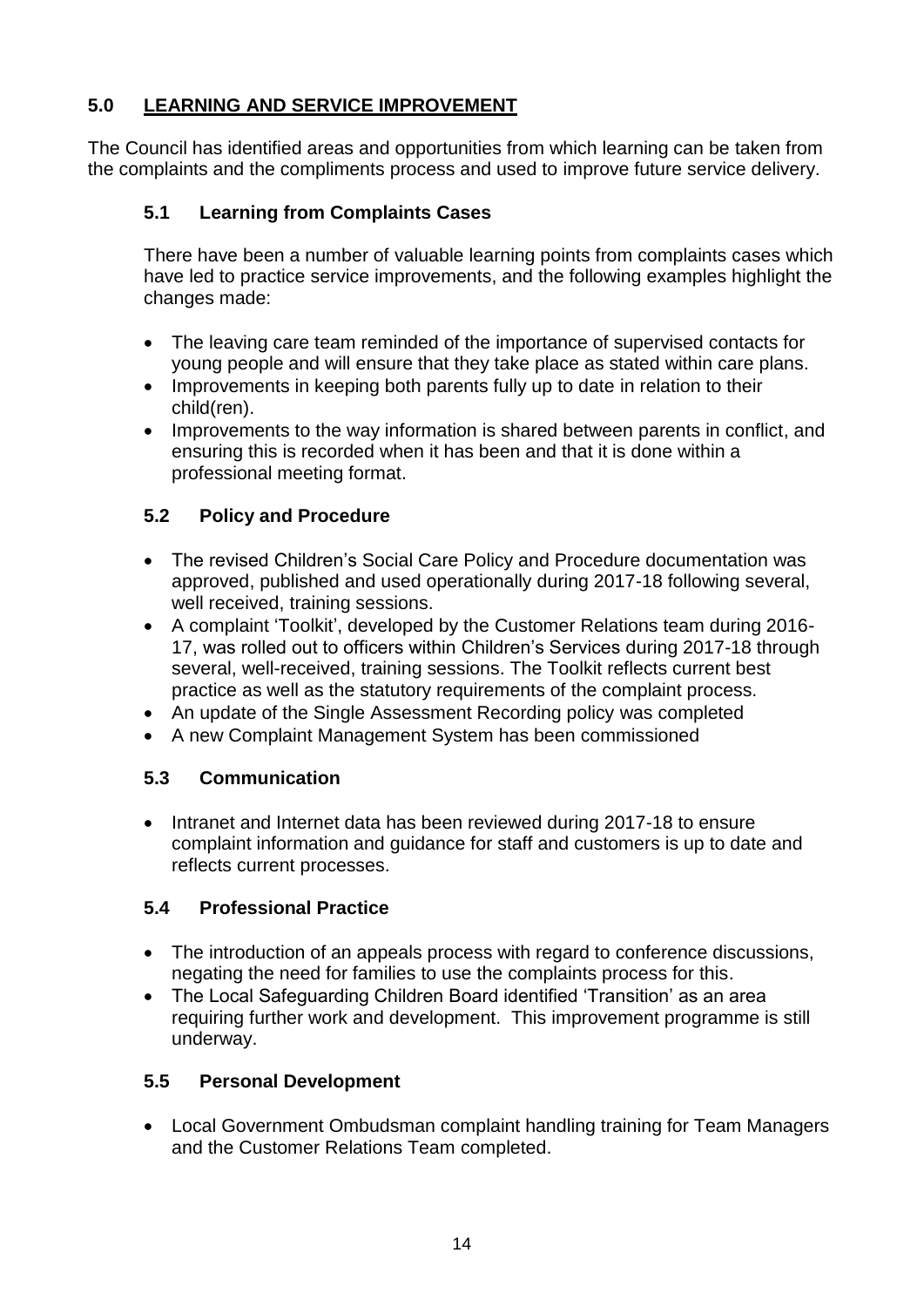## 5.0 LEARNING AND SERVICE IMPROVEMENT

The Council has identified areas and opportunities from which learning can be taken from the complaints and the compliments process and used to improve future service delivery.

### 5.1 Learning from Complaints Cases

There have been a number of valuable learning points from complaints cases which have led to practice service improvements, and the following examples highlight the changes made:

- The leaving care team reminded of the importance of supervised contacts for young people and will ensure that they take place as stated within care plans.
- Improvements in keeping both parents fully up to date in relation to their child(ren).
- Improvements to the way information is shared between parents in conflict, and ensuring this is recorded when it has been and that it is done within a professional meeting format.

### 5.2 Policy and Procedure

- The revised Children's Social Care Policy and Procedure documentation was approved, published and used operationally during 2017-18 following several, well received, training sessions.
- A complaint 'Toolkit', developed by the Customer Relations team during 2016-17, was rolled out to officers within Children's Services during 2017-18 through several, well-received, training sessions. The Toolkit reflects current best practice as well as the statutory requirements of the complaint process.
- An update of the Single Assessment Recording policy was completed
- A new Complaint Management System has been commissioned

### 5.3 Communication

- Intranet and Internet data has been reviewed during 2017-18 to ensure complaint information and guidance for staff and customers is up to date and reflects current processes.

### 5.4 Professional Practice

- The introduction of an appeals process with regard to conference discussions, negating the need for families to use the complaints process for this.
- The Local Safeguarding Children Board identified 'Transition' as an area requiring further work and development. This improvement programme is still underway.

### 5.5 Personal Development

- Local Government Ombudsman complaint handling training for Team Managers and the Customer Relations Team completed.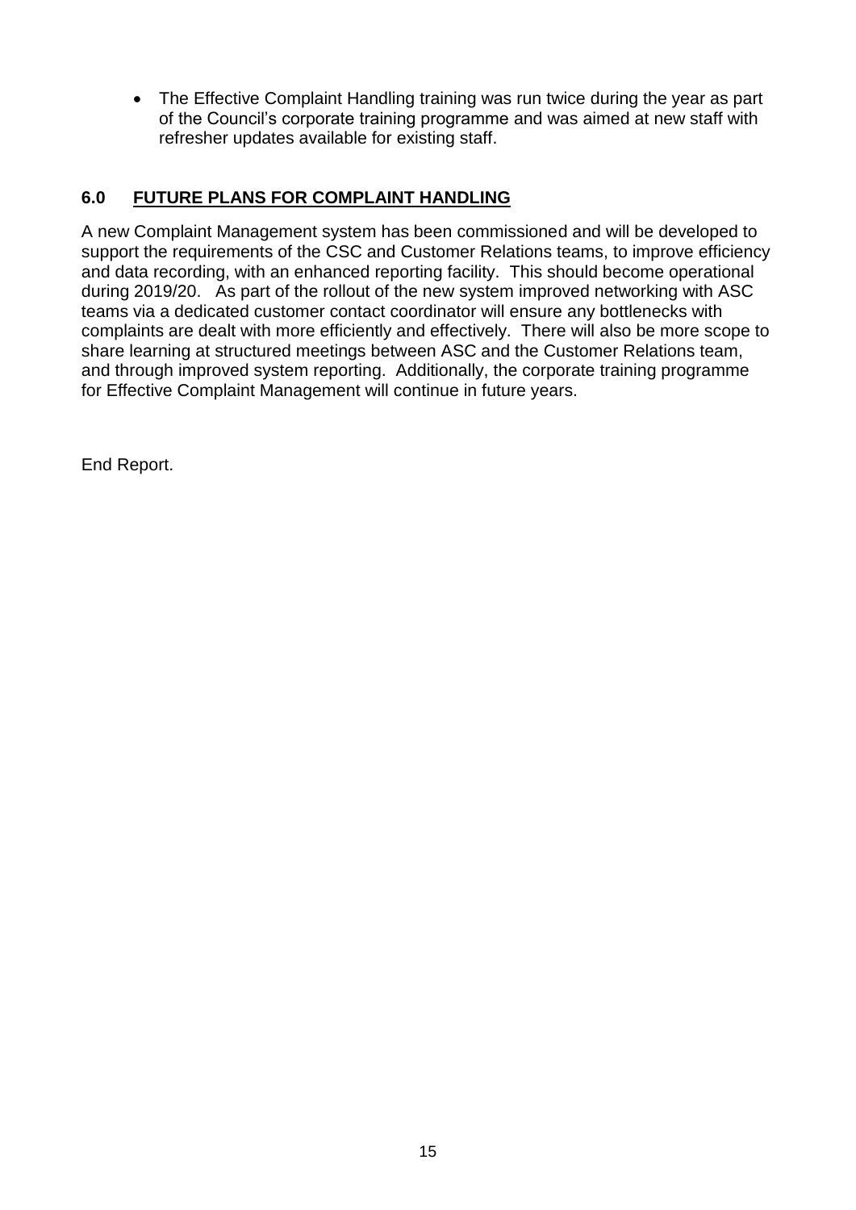- The Effective Complaint Handling training was run twice during the year as part of the Council's corporate training programme and was aimed at new staff with refresher updates available for existing staff.

## 6.0 FUTURE PLANS FOR COMPLAINT HANDLING

A new Complaint Management system has been commissioned and will be developed to support the requirements of the CSC and Customer Relations teams, to improve efficiency and data recording, with an enhanced reporting facility. This should become operational during 2019/20. As part of the rollout of the new system improved networking with ASC teams via a dedicated customer contact coordinator will ensure any bottlenecks with complaints are dealt with more efficiently and effectively. There will also be more scope to share learning at structured meetings between ASC and the Customer Relations team, and through improved system reporting. Additionally, the corporate training programme for Effective Complaint Management will continue in future years.

End Report.